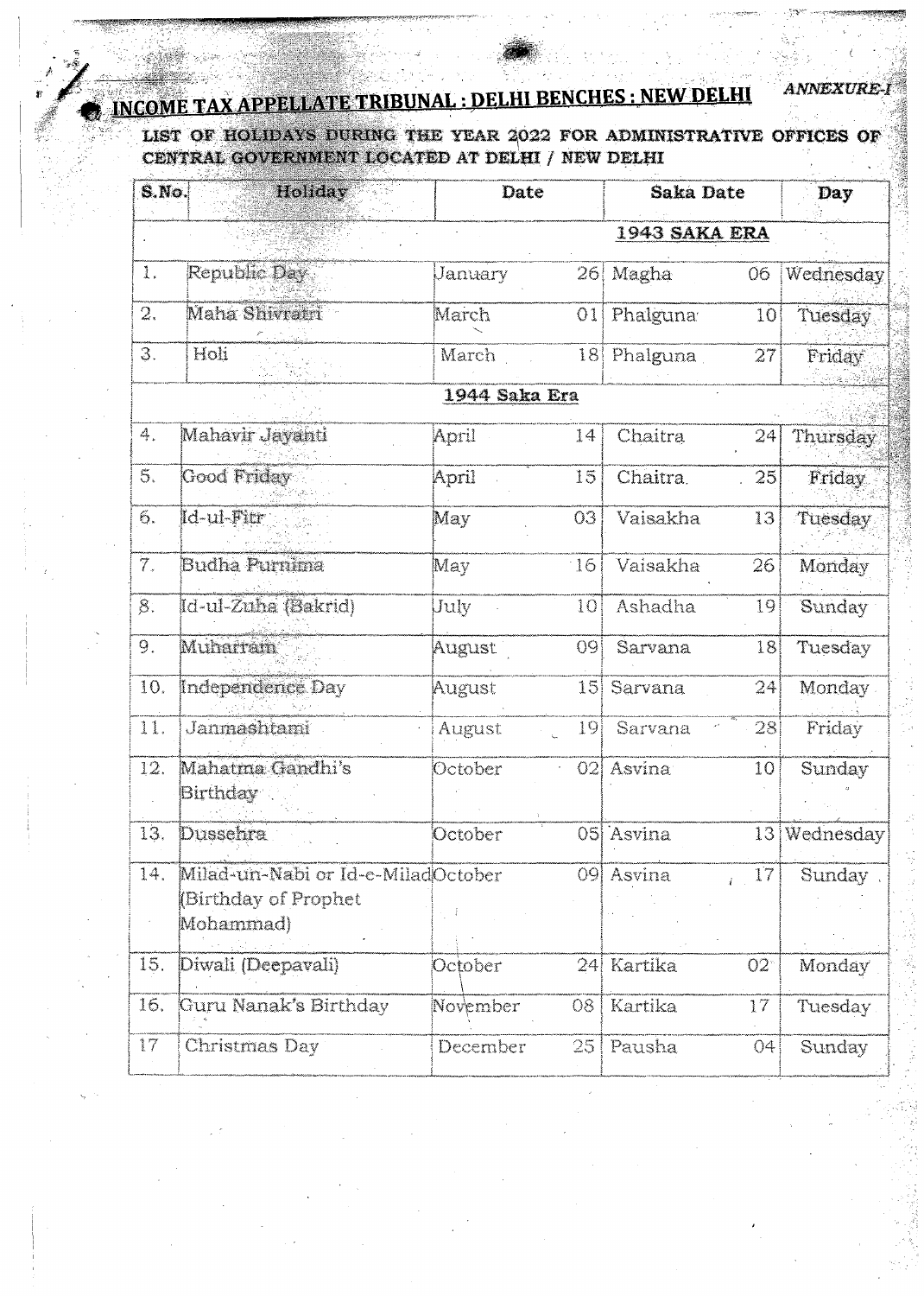# INCOME TAX APPELLATE TRIBUNAL : DELHI BENCHES : NEW DELHI

*ANNEXURE-I*

**LIST OF HOLIDAYS DURING THE YEAR 2022 FOR ADMINISTRATIVE OFFICES OF CENTRAL GOVERNMENT LOCATED AT DELHI / NEW DELHI**

| S.No. | Holiday | Date | | Saka Date | | Day |
|---|---|---|---|---|---|---|
| | | | | **1943 SAKA ERA** | | |
| 1. | Republic Day | January | 26 | Magha | 06 | Wednesday |
| 2. | Maha Shivratri | March | 01 | Phalguna | 10 | Tuesday |
| 3. | Holi | March | 18 | Phalguna | 27 | Friday |
| | | **1944 Saka Era** | | | | |
| 4. | Mahavir Jayanti | April | 14 | Chaitra | 24 | Thursday |
| 5. | Good Friday | April | 15 | Chaitra | 25 | Friday |
| 6. | Id-ul-Fitr | May | 03 | Vaisakha | 13 | Tuesday |
| 7. | Budha Purnima | May | 16 | Vaisakha | 26 | Monday |
| 8. | Id-ul-Zuha (Bakrid) | July | 10 | Ashadha | 19 | Sunday |
| 9. | Muharram | August | 09 | Sarvana | 18 | Tuesday |
| 10. | Independence Day | August | 15 | Sarvana | 24 | Monday |
| 11. | Janmashtami | August | 19 | Sarvana | 28 | Friday |
| 12. | Mahatma Gandhi's Birthday | October | 02 | Asvina | 10 | Sunday |
| 13. | Dussehra | October | 05 | Asvina | 13 | Wednesday |
| 14. | Milad-un-Nabi or Id-e-Milad (Birthday of Prophet Mohammad) | October | 09 | Asvina | 17 | Sunday |
| 15. | Diwali (Deepavali) | October | 24 | Kartika | 02 | Monday |
| 16. | Guru Nanak's Birthday | November | 08 | Kartika | 17 | Tuesday |
| 17 | Christmas Day | December | 25 | Pausha | 04 | Sunday |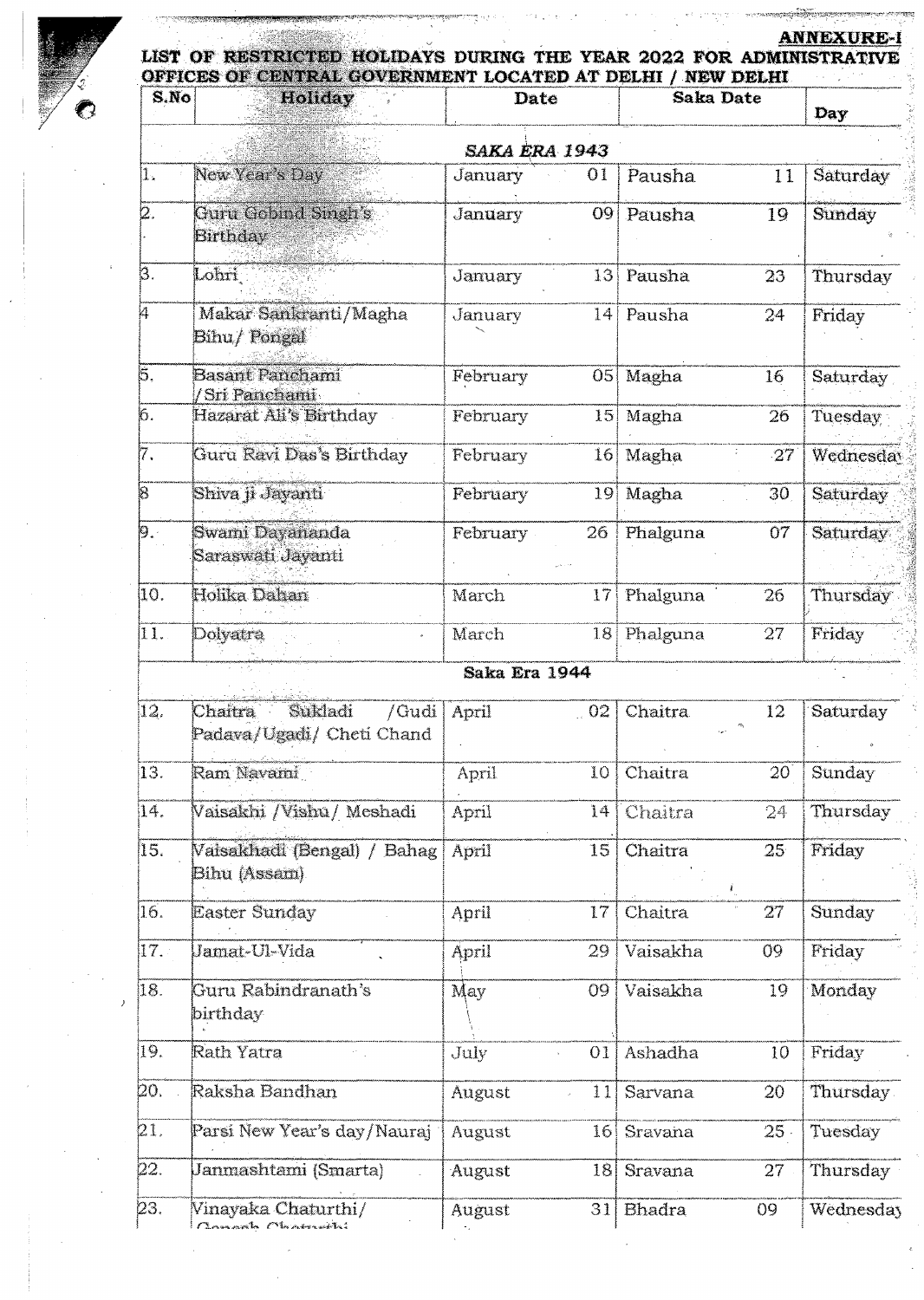**ANNEXURE-I**

**LIST OF RESTRICTED HOLIDAYS DURING THE YEAR 2022 FOR ADMINISTRATIVE OFFICES OF CENTRAL GOVERNMENT LOCATED AT DELHI / NEW DELHI**

| S.No | Holiday | Date | | Saka Date | | Day |
|---|---|---|---|---|---|---|
| | | ***SAKA ERA 1943*** | | | | |
| 1. | New Year's Day | January | 01 | Pausha | 11 | Saturday |
| 2. | Guru Gobind Singh's Birthday | January | 09 | Pausha | 19 | Sunday |
| 3. | Lohri | January | 13 | Pausha | 23 | Thursday |
| 4 | Makar Sankranti/Magha Bihu/ Pongal | January | 14 | Pausha | 24 | Friday |
| 5. | Basant Panchami /Sri Panchami | February | 05 | Magha | 16 | Saturday |
| 6. | Hazarat Ali's Birthday | February | 15 | Magha | 26 | Tuesday |
| 7. | Guru Ravi Das's Birthday | February | 16 | Magha | 27 | Wednesday |
| 8 | Shiva ji Jayanti | February | 19 | Magha | 30 | Saturday |
| 9. | Swami Dayananda Saraswati Jayanti | February | 26 | Phalguna | 07 | Saturday |
| 10. | Holika Dahan | March | 17 | Phalguna | 26 | Thursday |
| 11. | Dolyatra | March | 18 | Phalguna | 27 | Friday |
| | | **Saka Era 1944** | | | | |
| 12. | Chaitra Sukladi /Gudi Padava/Ugadi/ Cheti Chand | April | 02 | Chaitra | 12 | Saturday |
| 13. | Ram Navami | April | 10 | Chaitra | 20 | Sunday |
| 14. | Vaisakhi /Vishu/ Meshadi | April | 14 | Chaitra | 24 | Thursday |
| 15. | Vaisakhadi (Bengal) / Bahag Bihu (Assam) | April | 15 | Chaitra | 25 | Friday |
| 16. | Easter Sunday | April | 17 | Chaitra | 27 | Sunday |
| 17. | Jamat-Ul-Vida | April | 29 | Vaisakha | 09 | Friday |
| 18. | Guru Rabindranath's birthday | May | 09 | Vaisakha | 19 | Monday |
| 19. | Rath Yatra | July | 01 | Ashadha | 10 | Friday |
| 20. | Raksha Bandhan | August | 11 | Sarvana | 20 | Thursday |
| 21. | Parsi New Year's day/Nauraj | August | 16 | Sravana | 25 | Tuesday |
| 22. | Janmashtami (Smarta) | August | 18 | Sravana | 27 | Thursday |
| 23. | Vinayaka Chaturthi/ Ganesh Chaturthi | August | 31 | Bhadra | 09 | Wednesday |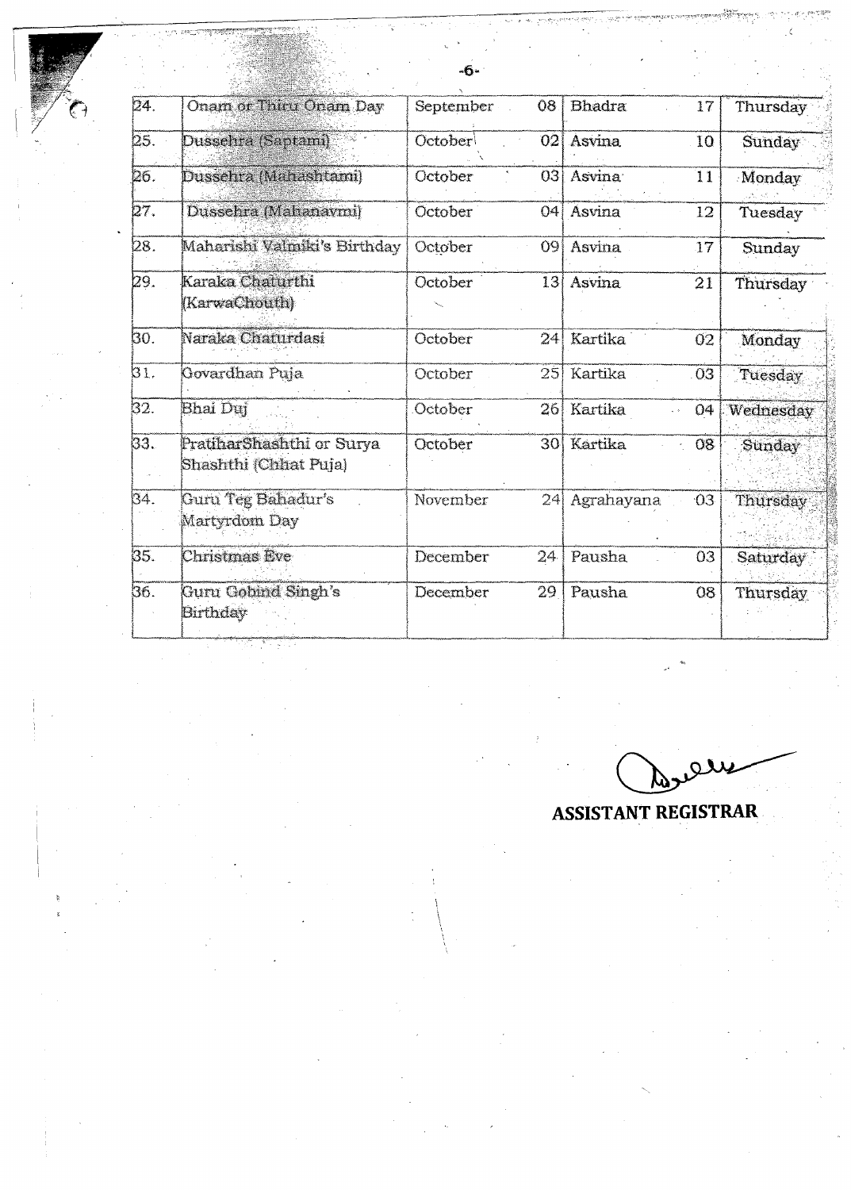| | | | | | | |
|---|---|---|---|---|---|---|
| 24. | Onam or Thiru Onam Day | September | 08 | Bhadra | 17 | Thursday |
| 25. | Dussehra (Saptami) | October | 02 | Asvina | 10 | Sunday |
| 26. | Dussehra (Mahashtami) | October | 03 | Asvina | 11 | Monday |
| 27. | Dussehra (Mahanavmi) | October | 04 | Asvina | 12 | Tuesday |
| 28. | Maharishi Valmiki's Birthday | October | 09 | Asvina | 17 | Sunday |
| 29. | Karaka Chaturthi (KarwaChouth) | October | 13 | Asvina | 21 | Thursday |
| 30. | Naraka Chaturdasi | October | 24 | Kartika | 02 | Monday |
| 31. | Govardhan Puja | October | 25 | Kartika | 03 | Tuesday |
| 32. | Bhai Duj | October | 26 | Kartika | 04 | Wednesday |
| 33. | PratiharShashthi or Surya Shashthi (Chhat Puja) | October | 30 | Kartika | 08 | Sunday |
| 34. | Guru Teg Bahadur's Martyrdom Day | November | 24 | Agrahayana | 03 | Thursday |
| 35. | Christmas Eve | December | 24 | Pausha | 03 | Saturday |
| 36. | Guru Gobind Singh's Birthday | December | 29 | Pausha | 08 | Thursday |

**ASSISTANT REGISTRAR**